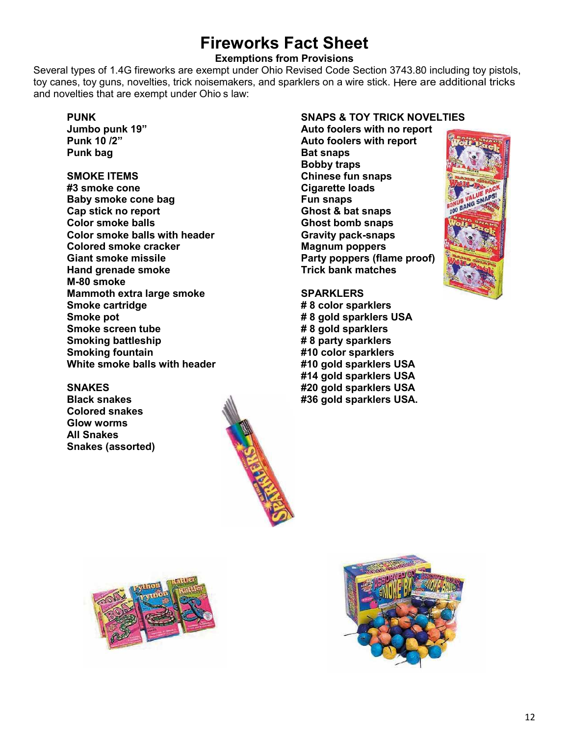# Fireworks Fact Sheet

## Exemptions from Provisions

Several types of 1.4G fireworks are exempt under Ohio Revised Code Section 3743.80 including toy pistols, toy canes, toy guns, novelties, trick noisemakers, and sparklers on a wire stick. Here are additional tricks and novelties that are exempt under Ohio s law:

**PUNK**
**Jumbo punk 19"**
**Punk 10 /2"**
**Punk bag**

**SMOKE ITEMS**
**#3 smoke cone**
**Baby smoke cone bag**
**Cap stick no report**
**Color smoke balls**
**Color smoke balls with header**
**Colored smoke cracker**
**Giant smoke missile**
**Hand grenade smoke**
**M-80 smoke**
**Mammoth extra large smoke**
**Smoke cartridge**
**Smoke pot**
**Smoke screen tube**
**Smoking battleship**
**Smoking fountain**
**White smoke balls with header**

**SNAKES**
**Black snakes**
**Colored snakes**
**Glow worms**
**All Snakes**
**Snakes (assorted)**

**SNAPS & TOY TRICK NOVELTIES**
**Auto foolers with no report**
**Auto foolers with report**
**Bat snaps**
**Bobby traps**
**Chinese fun snaps**
**Cigarette loads**
**Fun snaps**
**Ghost & bat snaps**
**Ghost bomb snaps**
**Gravity pack-snaps**
**Magnum poppers**
**Party poppers (flame proof)**
**Trick bank matches**

**SPARKLERS**
**# 8 color sparklers**
**# 8 gold sparklers USA**
**# 8 gold sparklers**
**# 8 party sparklers**
**#10 color sparklers**
**#10 gold sparklers USA**
**#14 gold sparklers USA**
**#20 gold sparklers USA**
**#36 gold sparklers USA.**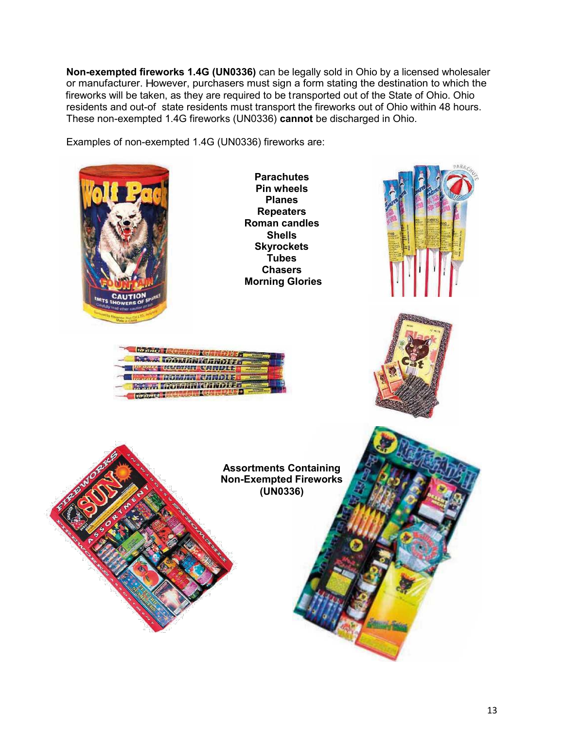**Non-exempted fireworks 1.4G (UN0336)** can be legally sold in Ohio by a licensed wholesaler or manufacturer. However, purchasers must sign a form stating the destination to which the fireworks will be taken, as they are required to be transported out of the State of Ohio. Ohio residents and out-of state residents must transport the fireworks out of Ohio within 48 hours. These non-exempted 1.4G fireworks (UN0336) **cannot** be discharged in Ohio.

Examples of non-exempted 1.4G (UN0336) fireworks are:

**Parachutes**
**Pin wheels**
**Planes**
**Repeaters**
**Roman candles**
**Shells**
**Skyrockets**
**Tubes**
**Chasers**
**Morning Glories**

**Assortments Containing Non-Exempted Fireworks (UN0336)**